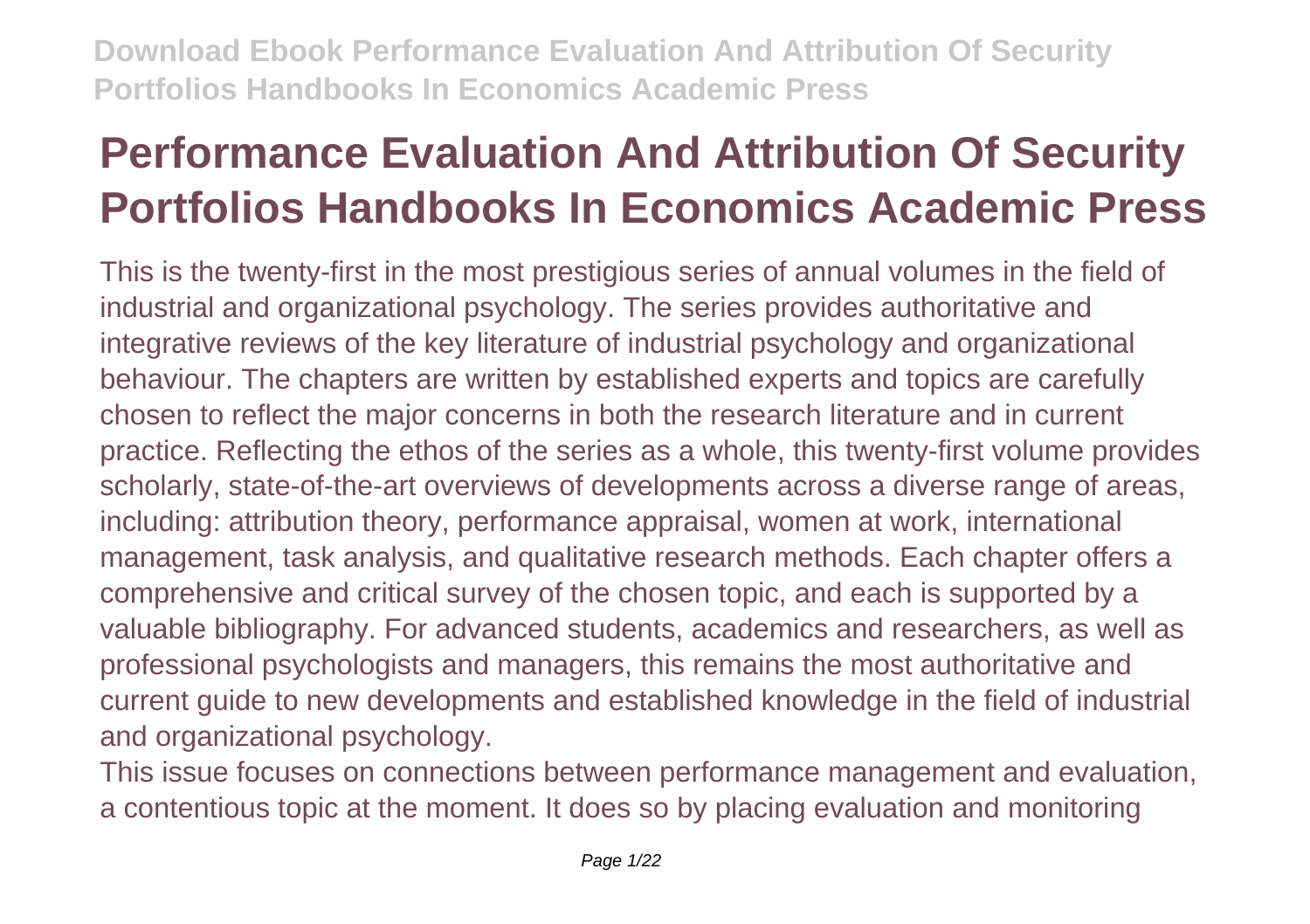# Performance Evaluation And Attribution Of Security Portfolios Handbooks In Economics Academic Press

This is the twenty-first in the most prestigious series of annual volumes in the field of industrial and organizational psychology. The series provides authoritative and integrative reviews of the key literature of industrial psychology and organizational behaviour. The chapters are written by established experts and topics are carefully chosen to reflect the major concerns in both the research literature and in current practice. Reflecting the ethos of the series as a whole, this twenty-first volume provides scholarly, state-of-the-art overviews of developments across a diverse range of areas, including: attribution theory, performance appraisal, women at work, international management, task analysis, and qualitative research methods. Each chapter offers a comprehensive and critical survey of the chosen topic, and each is supported by a valuable bibliography. For advanced students, academics and researchers, as well as professional psychologists and managers, this remains the most authoritative and current guide to new developments and established knowledge in the field of industrial and organizational psychology.

This issue focuses on connections between performance management and evaluation, a contentious topic at the moment. It does so by placing evaluation and monitoring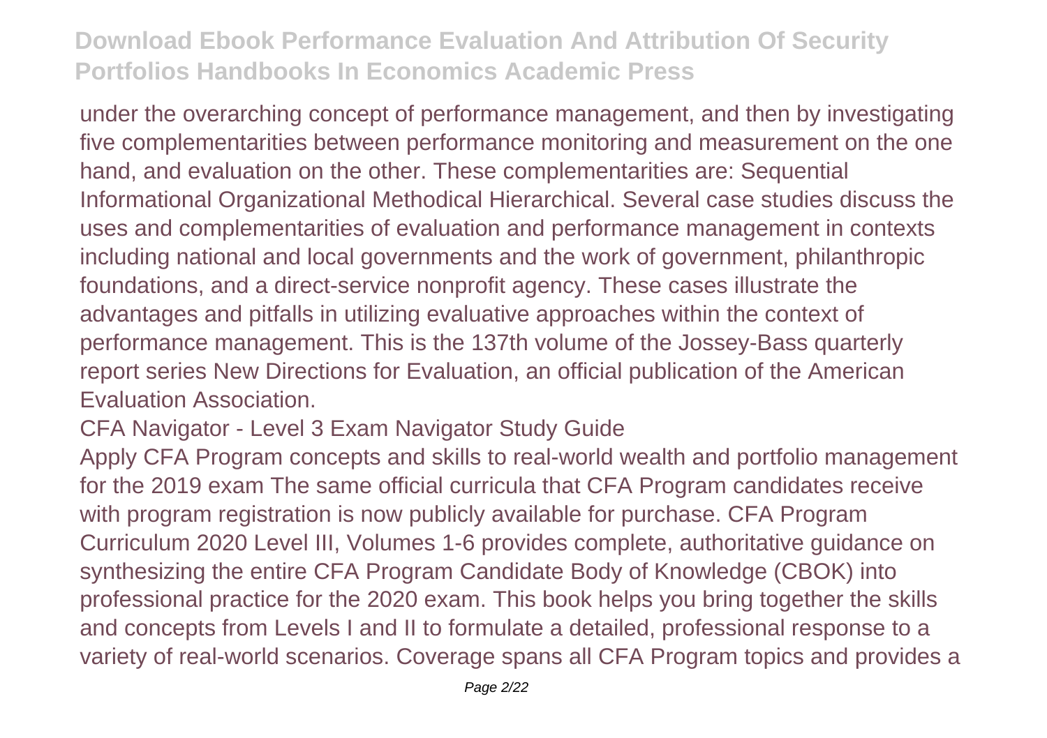under the overarching concept of performance management, and then by investigating five complementarities between performance monitoring and measurement on the one hand, and evaluation on the other. These complementarities are: Sequential Informational Organizational Methodical Hierarchical. Several case studies discuss the uses and complementarities of evaluation and performance management in contexts including national and local governments and the work of government, philanthropic foundations, and a direct-service nonprofit agency. These cases illustrate the advantages and pitfalls in utilizing evaluative approaches within the context of performance management. This is the 137th volume of the Jossey-Bass quarterly report series New Directions for Evaluation, an official publication of the American Evaluation Association.

CFA Navigator - Level 3 Exam Navigator Study Guide

Apply CFA Program concepts and skills to real-world wealth and portfolio management for the 2019 exam The same official curricula that CFA Program candidates receive with program registration is now publicly available for purchase. CFA Program Curriculum 2020 Level III, Volumes 1-6 provides complete, authoritative guidance on synthesizing the entire CFA Program Candidate Body of Knowledge (CBOK) into professional practice for the 2020 exam. This book helps you bring together the skills and concepts from Levels I and II to formulate a detailed, professional response to a variety of real-world scenarios. Coverage spans all CFA Program topics and provides a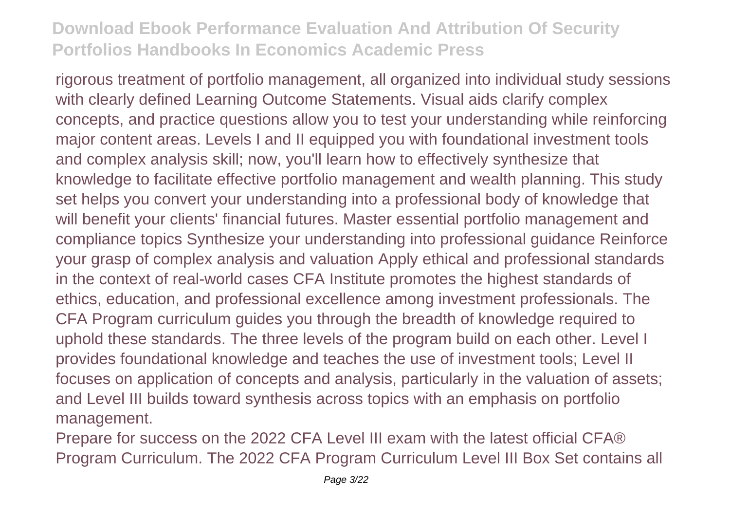rigorous treatment of portfolio management, all organized into individual study sessions with clearly defined Learning Outcome Statements. Visual aids clarify complex concepts, and practice questions allow you to test your understanding while reinforcing major content areas. Levels I and II equipped you with foundational investment tools and complex analysis skill; now, you'll learn how to effectively synthesize that knowledge to facilitate effective portfolio management and wealth planning. This study set helps you convert your understanding into a professional body of knowledge that will benefit your clients' financial futures. Master essential portfolio management and compliance topics Synthesize your understanding into professional guidance Reinforce your grasp of complex analysis and valuation Apply ethical and professional standards in the context of real-world cases CFA Institute promotes the highest standards of ethics, education, and professional excellence among investment professionals. The CFA Program curriculum guides you through the breadth of knowledge required to uphold these standards. The three levels of the program build on each other. Level I provides foundational knowledge and teaches the use of investment tools; Level II focuses on application of concepts and analysis, particularly in the valuation of assets; and Level III builds toward synthesis across topics with an emphasis on portfolio management.

Prepare for success on the 2022 CFA Level III exam with the latest official CFA® Program Curriculum. The 2022 CFA Program Curriculum Level III Box Set contains all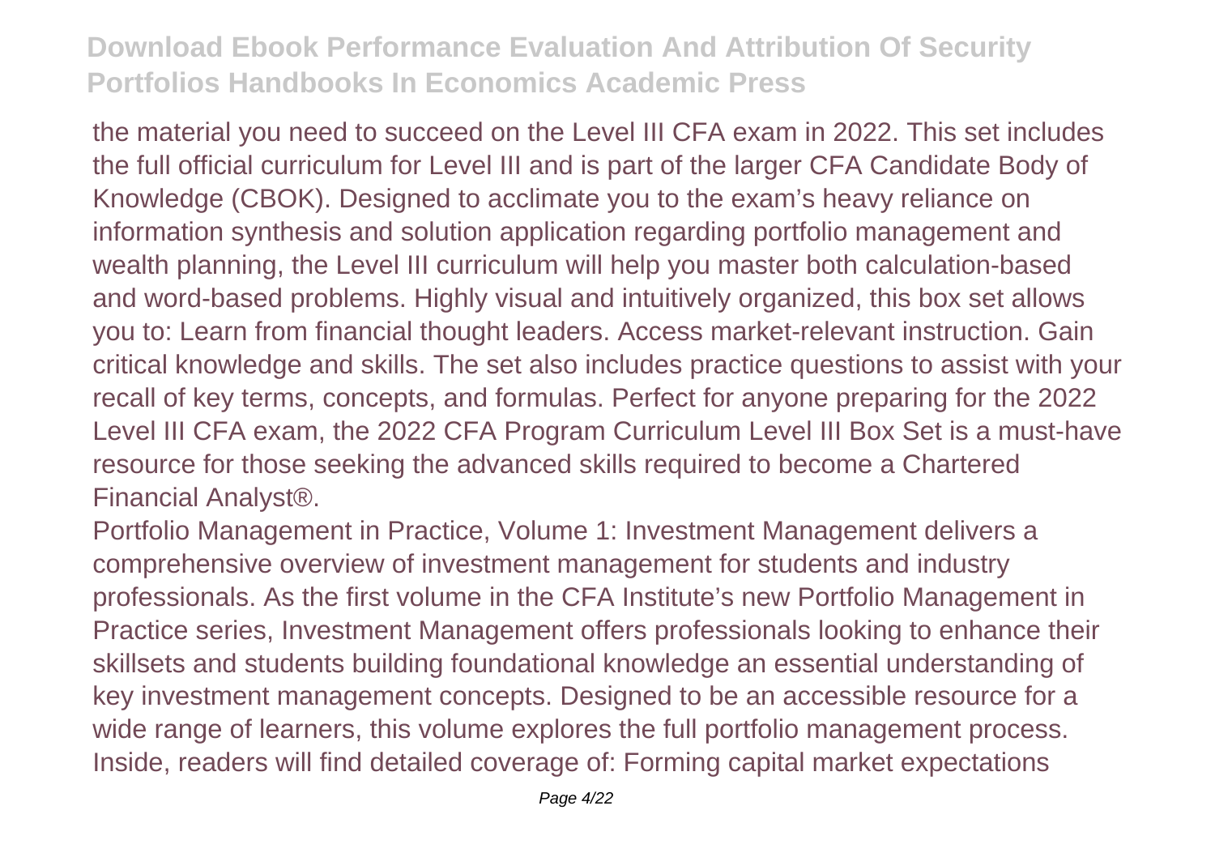the material you need to succeed on the Level III CFA exam in 2022. This set includes the full official curriculum for Level III and is part of the larger CFA Candidate Body of Knowledge (CBOK). Designed to acclimate you to the exam's heavy reliance on information synthesis and solution application regarding portfolio management and wealth planning, the Level III curriculum will help you master both calculation-based and word-based problems. Highly visual and intuitively organized, this box set allows you to: Learn from financial thought leaders. Access market-relevant instruction. Gain critical knowledge and skills. The set also includes practice questions to assist with your recall of key terms, concepts, and formulas. Perfect for anyone preparing for the 2022 Level III CFA exam, the 2022 CFA Program Curriculum Level III Box Set is a must-have resource for those seeking the advanced skills required to become a Chartered Financial Analyst®.

Portfolio Management in Practice, Volume 1: Investment Management delivers a comprehensive overview of investment management for students and industry professionals. As the first volume in the CFA Institute's new Portfolio Management in Practice series, Investment Management offers professionals looking to enhance their skillsets and students building foundational knowledge an essential understanding of key investment management concepts. Designed to be an accessible resource for a wide range of learners, this volume explores the full portfolio management process. Inside, readers will find detailed coverage of: Forming capital market expectations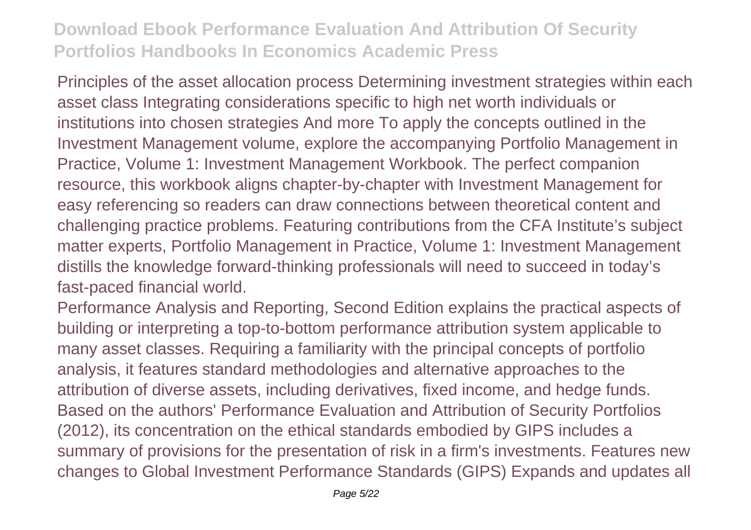Principles of the asset allocation process Determining investment strategies within each asset class Integrating considerations specific to high net worth individuals or institutions into chosen strategies And more To apply the concepts outlined in the Investment Management volume, explore the accompanying Portfolio Management in Practice, Volume 1: Investment Management Workbook. The perfect companion resource, this workbook aligns chapter-by-chapter with Investment Management for easy referencing so readers can draw connections between theoretical content and challenging practice problems. Featuring contributions from the CFA Institute's subject matter experts, Portfolio Management in Practice, Volume 1: Investment Management distills the knowledge forward-thinking professionals will need to succeed in today's fast-paced financial world.

Performance Analysis and Reporting, Second Edition explains the practical aspects of building or interpreting a top-to-bottom performance attribution system applicable to many asset classes. Requiring a familiarity with the principal concepts of portfolio analysis, it features standard methodologies and alternative approaches to the attribution of diverse assets, including derivatives, fixed income, and hedge funds. Based on the authors' Performance Evaluation and Attribution of Security Portfolios (2012), its concentration on the ethical standards embodied by GIPS includes a summary of provisions for the presentation of risk in a firm's investments. Features new changes to Global Investment Performance Standards (GIPS) Expands and updates all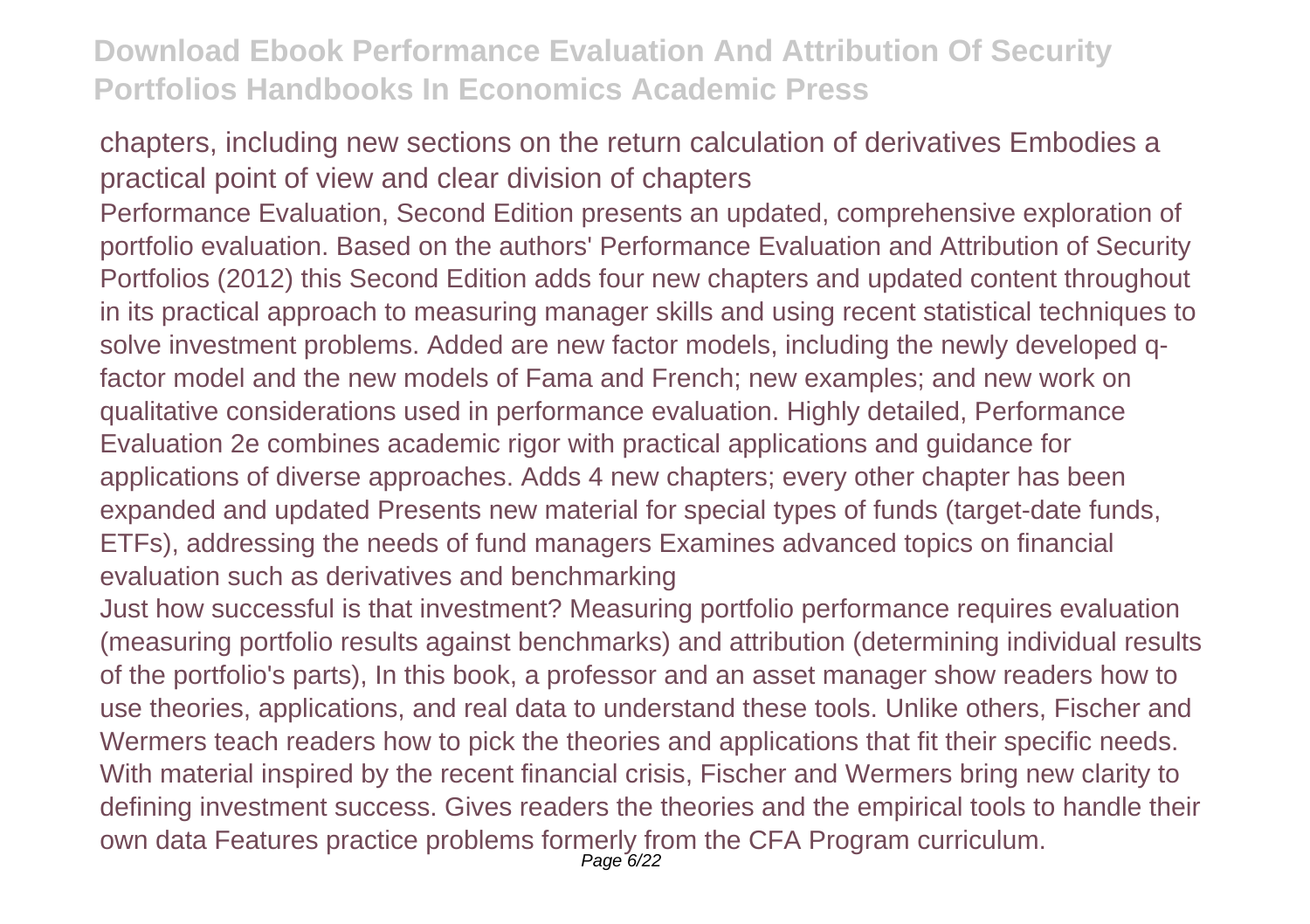chapters, including new sections on the return calculation of derivatives Embodies a practical point of view and clear division of chapters

Performance Evaluation, Second Edition presents an updated, comprehensive exploration of portfolio evaluation. Based on the authors' Performance Evaluation and Attribution of Security Portfolios (2012) this Second Edition adds four new chapters and updated content throughout in its practical approach to measuring manager skills and using recent statistical techniques to solve investment problems. Added are new factor models, including the newly developed q-factor model and the new models of Fama and French; new examples; and new work on qualitative considerations used in performance evaluation. Highly detailed, Performance Evaluation 2e combines academic rigor with practical applications and guidance for applications of diverse approaches. Adds 4 new chapters; every other chapter has been expanded and updated Presents new material for special types of funds (target-date funds, ETFs), addressing the needs of fund managers Examines advanced topics on financial evaluation such as derivatives and benchmarking

Just how successful is that investment? Measuring portfolio performance requires evaluation (measuring portfolio results against benchmarks) and attribution (determining individual results of the portfolio's parts), In this book, a professor and an asset manager show readers how to use theories, applications, and real data to understand these tools. Unlike others, Fischer and Wermers teach readers how to pick the theories and applications that fit their specific needs. With material inspired by the recent financial crisis, Fischer and Wermers bring new clarity to defining investment success. Gives readers the theories and the empirical tools to handle their own data Features practice problems formerly from the CFA Program curriculum.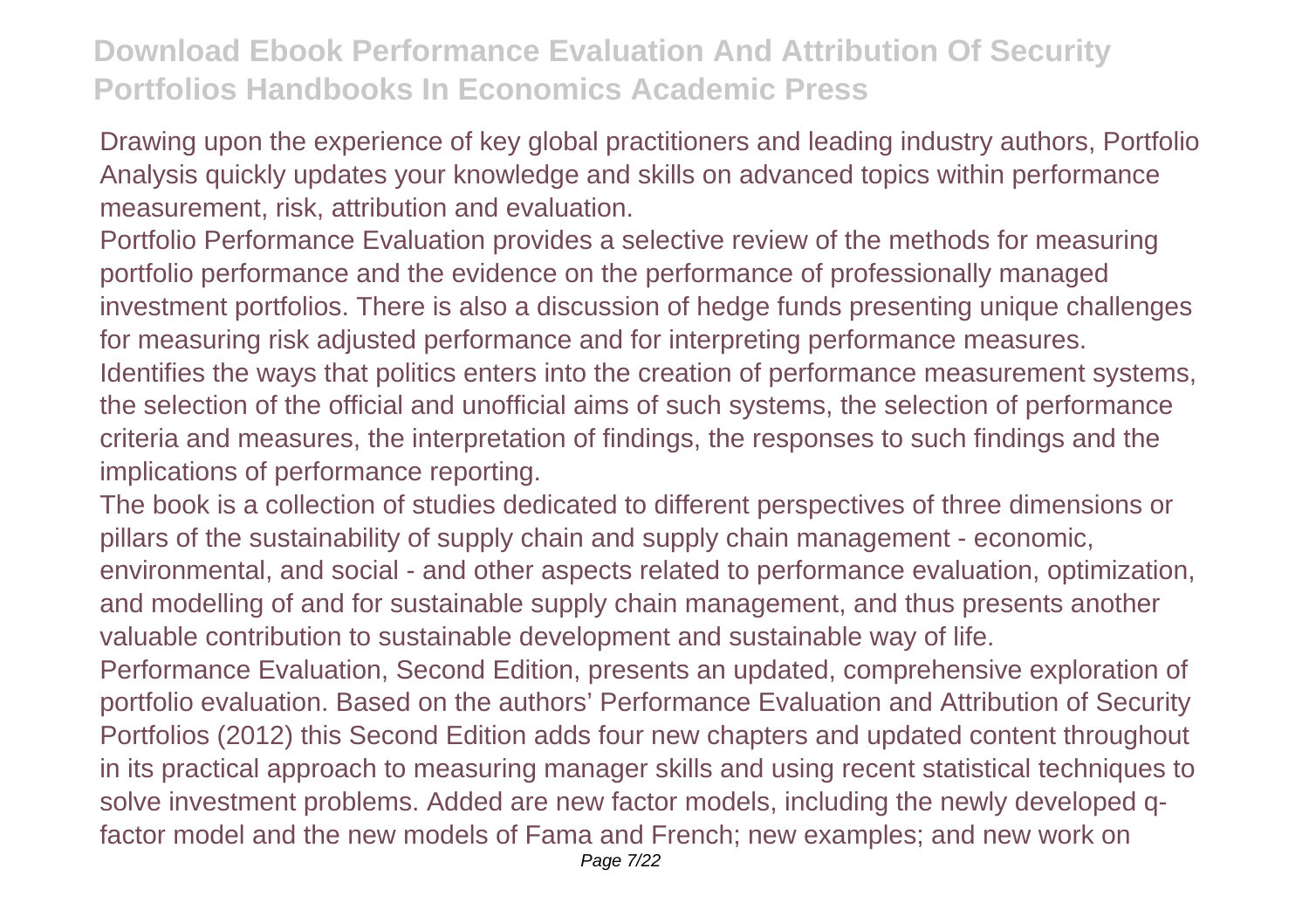Drawing upon the experience of key global practitioners and leading industry authors, Portfolio Analysis quickly updates your knowledge and skills on advanced topics within performance measurement, risk, attribution and evaluation.

Portfolio Performance Evaluation provides a selective review of the methods for measuring portfolio performance and the evidence on the performance of professionally managed investment portfolios. There is also a discussion of hedge funds presenting unique challenges for measuring risk adjusted performance and for interpreting performance measures.

Identifies the ways that politics enters into the creation of performance measurement systems, the selection of the official and unofficial aims of such systems, the selection of performance criteria and measures, the interpretation of findings, the responses to such findings and the implications of performance reporting.

The book is a collection of studies dedicated to different perspectives of three dimensions or pillars of the sustainability of supply chain and supply chain management - economic, environmental, and social - and other aspects related to performance evaluation, optimization, and modelling of and for sustainable supply chain management, and thus presents another valuable contribution to sustainable development and sustainable way of life.

Performance Evaluation, Second Edition, presents an updated, comprehensive exploration of portfolio evaluation. Based on the authors' Performance Evaluation and Attribution of Security Portfolios (2012) this Second Edition adds four new chapters and updated content throughout in its practical approach to measuring manager skills and using recent statistical techniques to solve investment problems. Added are new factor models, including the newly developed q-factor model and the new models of Fama and French; new examples; and new work on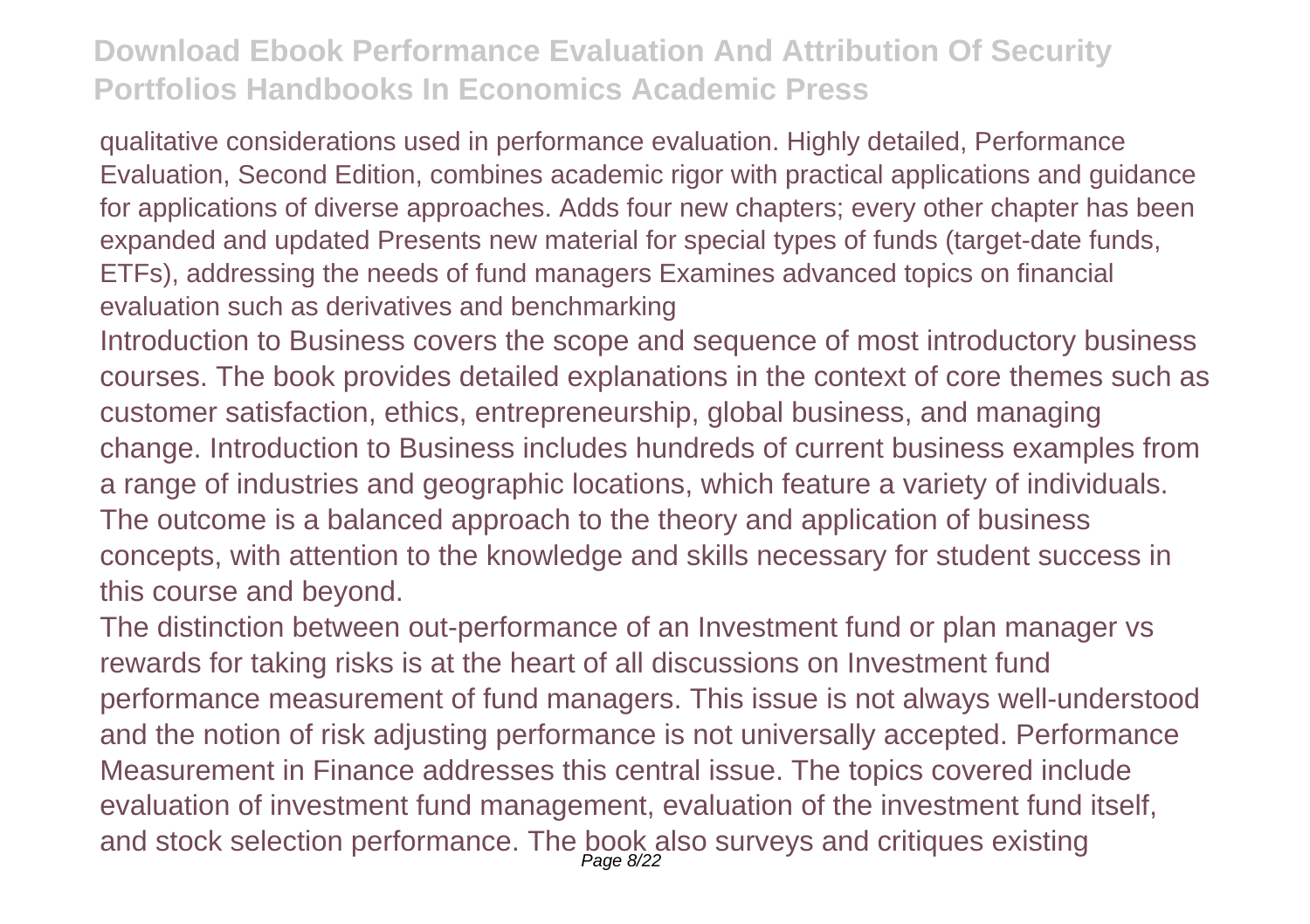qualitative considerations used in performance evaluation. Highly detailed, Performance Evaluation, Second Edition, combines academic rigor with practical applications and guidance for applications of diverse approaches. Adds four new chapters; every other chapter has been expanded and updated Presents new material for special types of funds (target-date funds, ETFs), addressing the needs of fund managers Examines advanced topics on financial evaluation such as derivatives and benchmarking

Introduction to Business covers the scope and sequence of most introductory business courses. The book provides detailed explanations in the context of core themes such as customer satisfaction, ethics, entrepreneurship, global business, and managing change. Introduction to Business includes hundreds of current business examples from a range of industries and geographic locations, which feature a variety of individuals. The outcome is a balanced approach to the theory and application of business concepts, with attention to the knowledge and skills necessary for student success in this course and beyond.

The distinction between out-performance of an Investment fund or plan manager vs rewards for taking risks is at the heart of all discussions on Investment fund performance measurement of fund managers. This issue is not always well-understood and the notion of risk adjusting performance is not universally accepted. Performance Measurement in Finance addresses this central issue. The topics covered include evaluation of investment fund management, evaluation of the investment fund itself, and stock selection performance. The book also surveys and critiques existing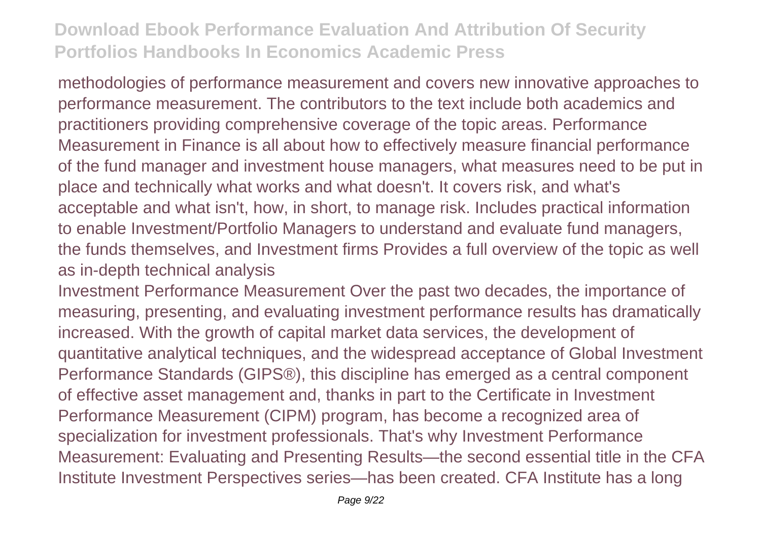methodologies of performance measurement and covers new innovative approaches to performance measurement. The contributors to the text include both academics and practitioners providing comprehensive coverage of the topic areas. Performance Measurement in Finance is all about how to effectively measure financial performance of the fund manager and investment house managers, what measures need to be put in place and technically what works and what doesn't. It covers risk, and what's acceptable and what isn't, how, in short, to manage risk. Includes practical information to enable Investment/Portfolio Managers to understand and evaluate fund managers, the funds themselves, and Investment firms Provides a full overview of the topic as well as in-depth technical analysis

Investment Performance Measurement Over the past two decades, the importance of measuring, presenting, and evaluating investment performance results has dramatically increased. With the growth of capital market data services, the development of quantitative analytical techniques, and the widespread acceptance of Global Investment Performance Standards (GIPS®), this discipline has emerged as a central component of effective asset management and, thanks in part to the Certificate in Investment Performance Measurement (CIPM) program, has become a recognized area of specialization for investment professionals. That's why Investment Performance Measurement: Evaluating and Presenting Results—the second essential title in the CFA Institute Investment Perspectives series—has been created. CFA Institute has a long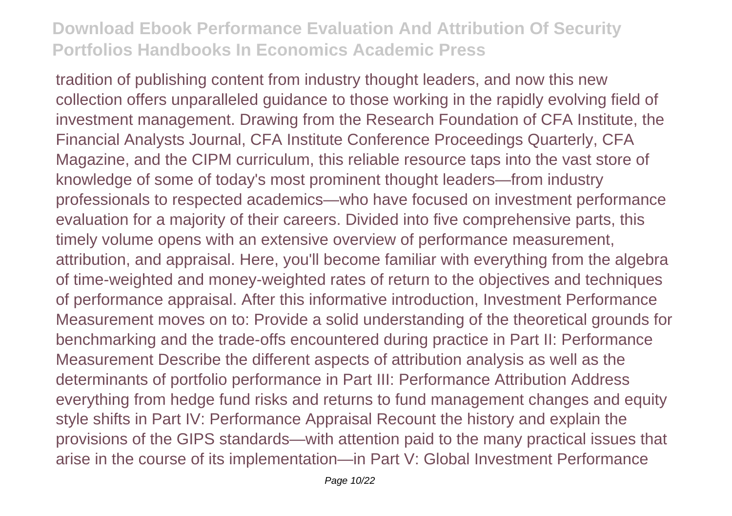tradition of publishing content from industry thought leaders, and now this new collection offers unparalleled guidance to those working in the rapidly evolving field of investment management. Drawing from the Research Foundation of CFA Institute, the Financial Analysts Journal, CFA Institute Conference Proceedings Quarterly, CFA Magazine, and the CIPM curriculum, this reliable resource taps into the vast store of knowledge of some of today's most prominent thought leaders—from industry professionals to respected academics—who have focused on investment performance evaluation for a majority of their careers. Divided into five comprehensive parts, this timely volume opens with an extensive overview of performance measurement, attribution, and appraisal. Here, you'll become familiar with everything from the algebra of time-weighted and money-weighted rates of return to the objectives and techniques of performance appraisal. After this informative introduction, Investment Performance Measurement moves on to: Provide a solid understanding of the theoretical grounds for benchmarking and the trade-offs encountered during practice in Part II: Performance Measurement Describe the different aspects of attribution analysis as well as the determinants of portfolio performance in Part III: Performance Attribution Address everything from hedge fund risks and returns to fund management changes and equity style shifts in Part IV: Performance Appraisal Recount the history and explain the provisions of the GIPS standards—with attention paid to the many practical issues that arise in the course of its implementation—in Part V: Global Investment Performance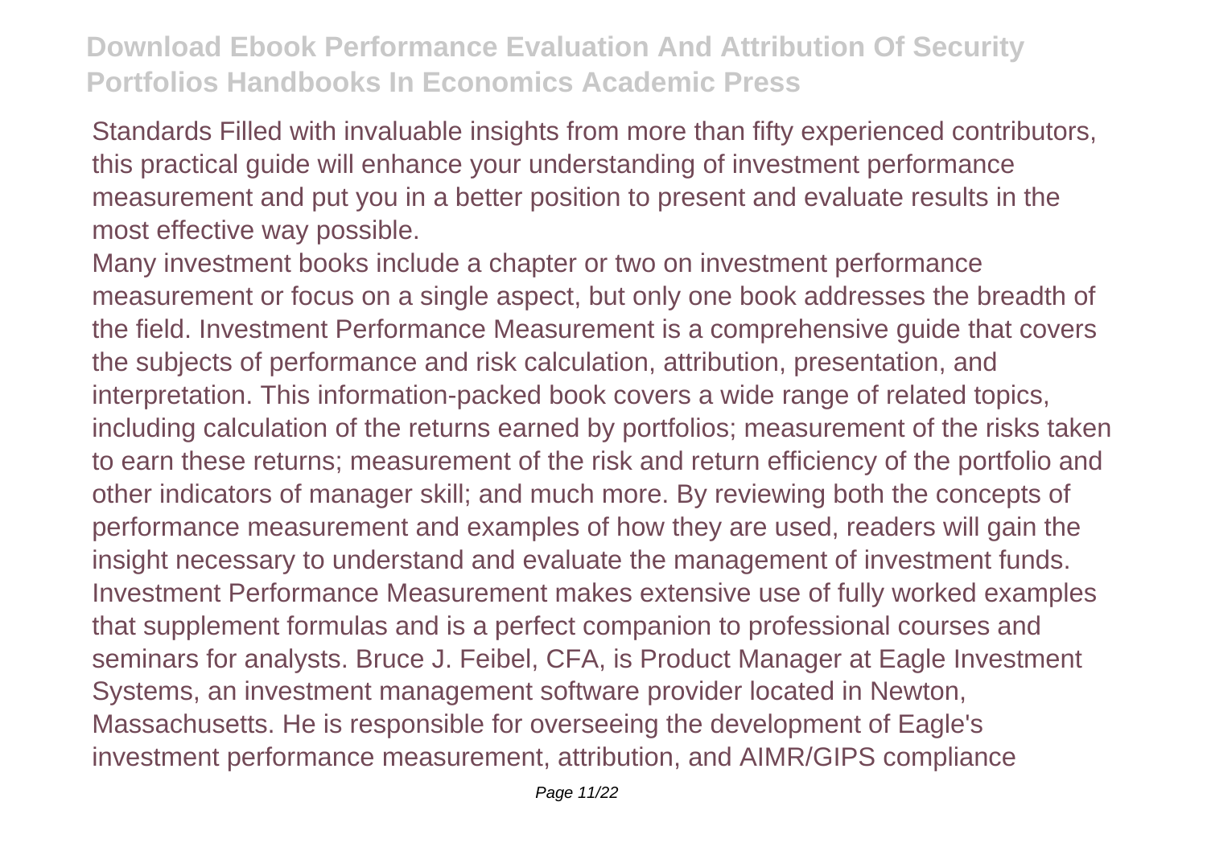Standards Filled with invaluable insights from more than fifty experienced contributors, this practical guide will enhance your understanding of investment performance measurement and put you in a better position to present and evaluate results in the most effective way possible.

Many investment books include a chapter or two on investment performance measurement or focus on a single aspect, but only one book addresses the breadth of the field. Investment Performance Measurement is a comprehensive guide that covers the subjects of performance and risk calculation, attribution, presentation, and interpretation. This information-packed book covers a wide range of related topics, including calculation of the returns earned by portfolios; measurement of the risks taken to earn these returns; measurement of the risk and return efficiency of the portfolio and other indicators of manager skill; and much more. By reviewing both the concepts of performance measurement and examples of how they are used, readers will gain the insight necessary to understand and evaluate the management of investment funds. Investment Performance Measurement makes extensive use of fully worked examples that supplement formulas and is a perfect companion to professional courses and seminars for analysts. Bruce J. Feibel, CFA, is Product Manager at Eagle Investment Systems, an investment management software provider located in Newton, Massachusetts. He is responsible for overseeing the development of Eagle's investment performance measurement, attribution, and AIMR/GIPS compliance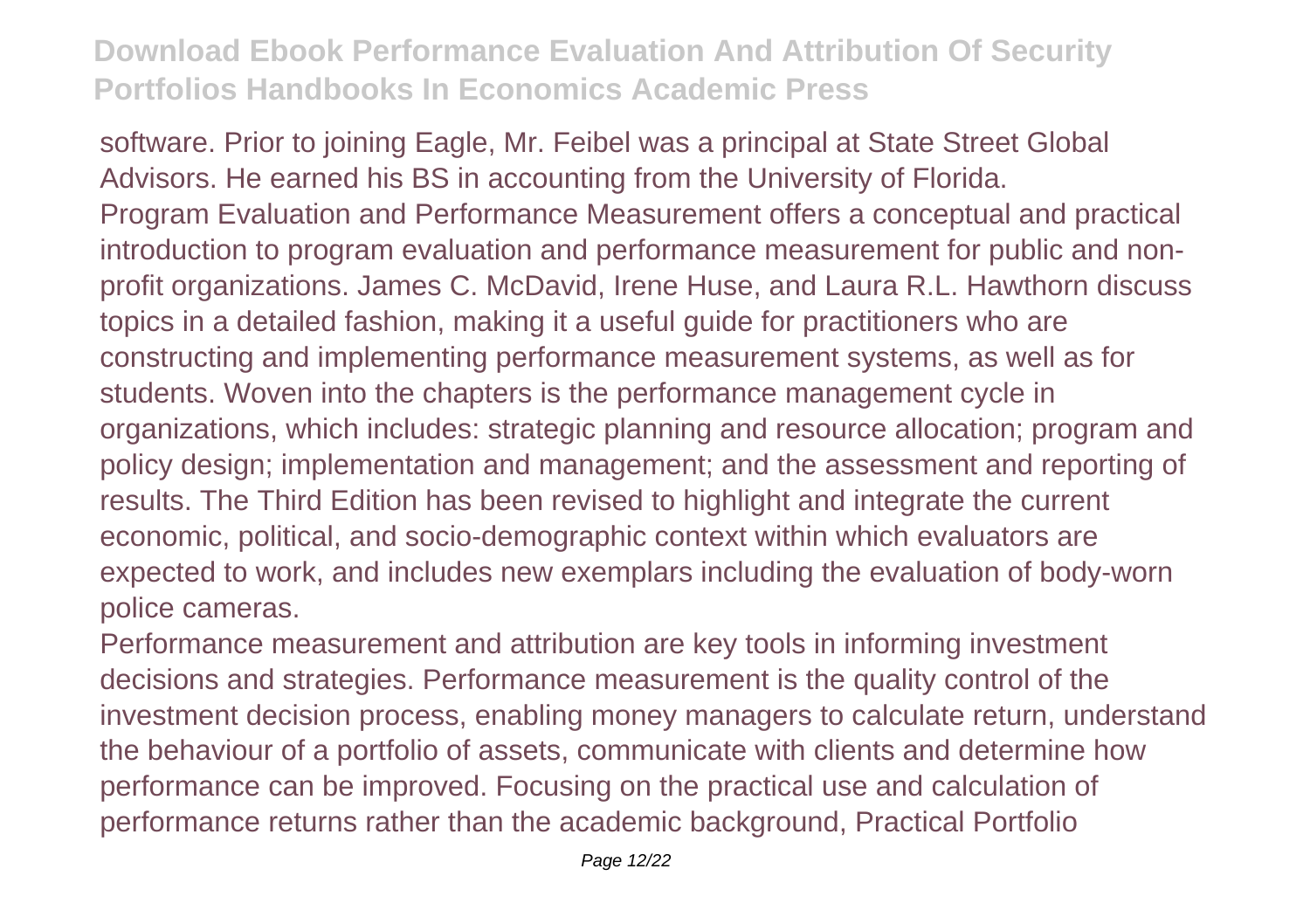software. Prior to joining Eagle, Mr. Feibel was a principal at State Street Global Advisors. He earned his BS in accounting from the University of Florida.

Program Evaluation and Performance Measurement offers a conceptual and practical introduction to program evaluation and performance measurement for public and non-profit organizations. James C. McDavid, Irene Huse, and Laura R.L. Hawthorn discuss topics in a detailed fashion, making it a useful guide for practitioners who are constructing and implementing performance measurement systems, as well as for students. Woven into the chapters is the performance management cycle in organizations, which includes: strategic planning and resource allocation; program and policy design; implementation and management; and the assessment and reporting of results. The Third Edition has been revised to highlight and integrate the current economic, political, and socio-demographic context within which evaluators are expected to work, and includes new exemplars including the evaluation of body-worn police cameras.

Performance measurement and attribution are key tools in informing investment decisions and strategies. Performance measurement is the quality control of the investment decision process, enabling money managers to calculate return, understand the behaviour of a portfolio of assets, communicate with clients and determine how performance can be improved. Focusing on the practical use and calculation of performance returns rather than the academic background, Practical Portfolio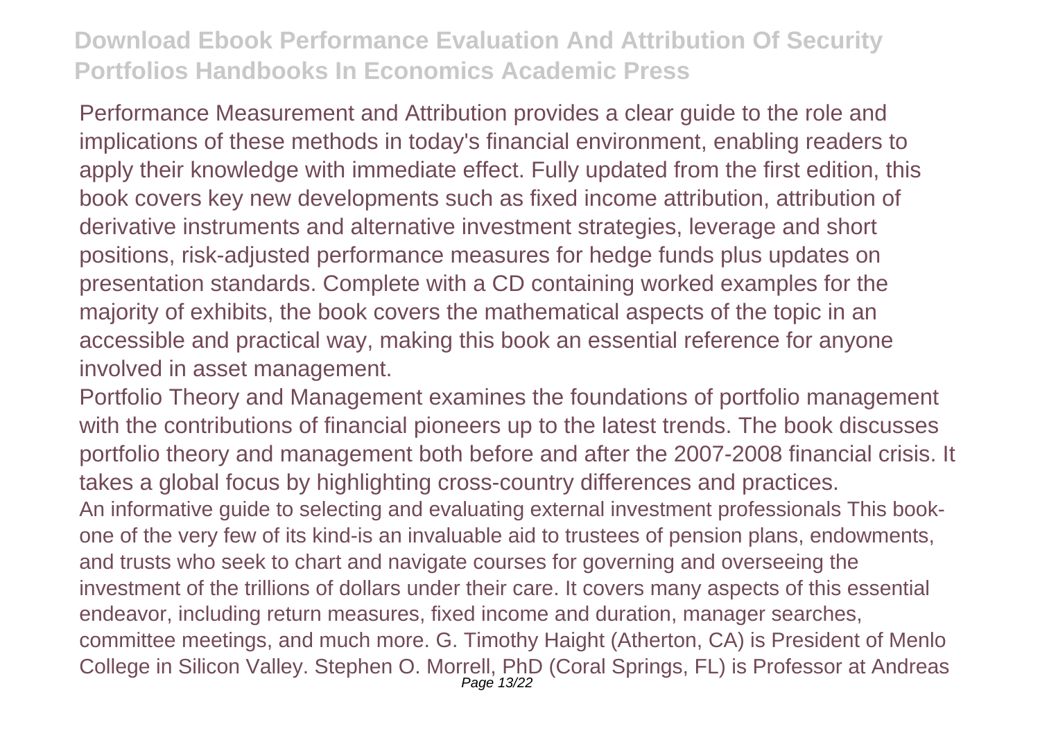Performance Measurement and Attribution provides a clear guide to the role and implications of these methods in today's financial environment, enabling readers to apply their knowledge with immediate effect. Fully updated from the first edition, this book covers key new developments such as fixed income attribution, attribution of derivative instruments and alternative investment strategies, leverage and short positions, risk-adjusted performance measures for hedge funds plus updates on presentation standards. Complete with a CD containing worked examples for the majority of exhibits, the book covers the mathematical aspects of the topic in an accessible and practical way, making this book an essential reference for anyone involved in asset management.

Portfolio Theory and Management examines the foundations of portfolio management with the contributions of financial pioneers up to the latest trends. The book discusses portfolio theory and management both before and after the 2007-2008 financial crisis. It takes a global focus by highlighting cross-country differences and practices.

An informative guide to selecting and evaluating external investment professionals This book-one of the very few of its kind-is an invaluable aid to trustees of pension plans, endowments, and trusts who seek to chart and navigate courses for governing and overseeing the investment of the trillions of dollars under their care. It covers many aspects of this essential endeavor, including return measures, fixed income and duration, manager searches, committee meetings, and much more. G. Timothy Haight (Atherton, CA) is President of Menlo College in Silicon Valley. Stephen O. Morrell, PhD (Coral Springs, FL) is Professor at Andreas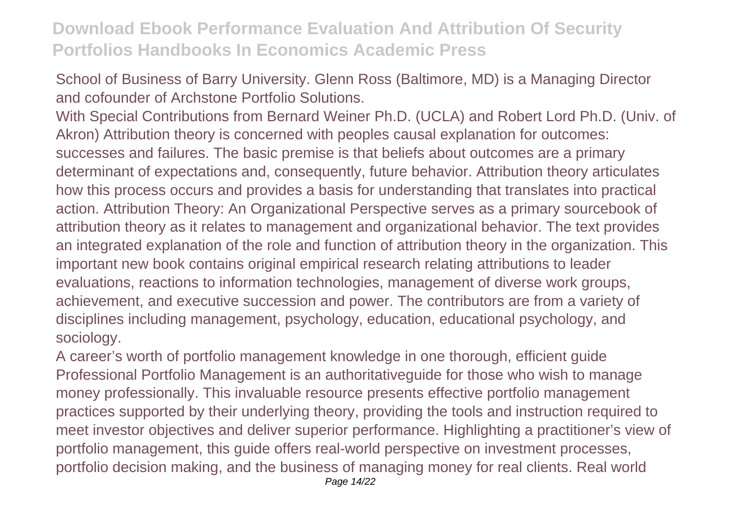School of Business of Barry University. Glenn Ross (Baltimore, MD) is a Managing Director and cofounder of Archstone Portfolio Solutions.

With Special Contributions from Bernard Weiner Ph.D. (UCLA) and Robert Lord Ph.D. (Univ. of Akron) Attribution theory is concerned with peoples causal explanation for outcomes: successes and failures. The basic premise is that beliefs about outcomes are a primary determinant of expectations and, consequently, future behavior. Attribution theory articulates how this process occurs and provides a basis for understanding that translates into practical action. Attribution Theory: An Organizational Perspective serves as a primary sourcebook of attribution theory as it relates to management and organizational behavior. The text provides an integrated explanation of the role and function of attribution theory in the organization. This important new book contains original empirical research relating attributions to leader evaluations, reactions to information technologies, management of diverse work groups, achievement, and executive succession and power. The contributors are from a variety of disciplines including management, psychology, education, educational psychology, and sociology.

A career's worth of portfolio management knowledge in one thorough, efficient guide Professional Portfolio Management is an authoritativeguide for those who wish to manage money professionally. This invaluable resource presents effective portfolio management practices supported by their underlying theory, providing the tools and instruction required to meet investor objectives and deliver superior performance. Highlighting a practitioner's view of portfolio management, this guide offers real-world perspective on investment processes, portfolio decision making, and the business of managing money for real clients. Real world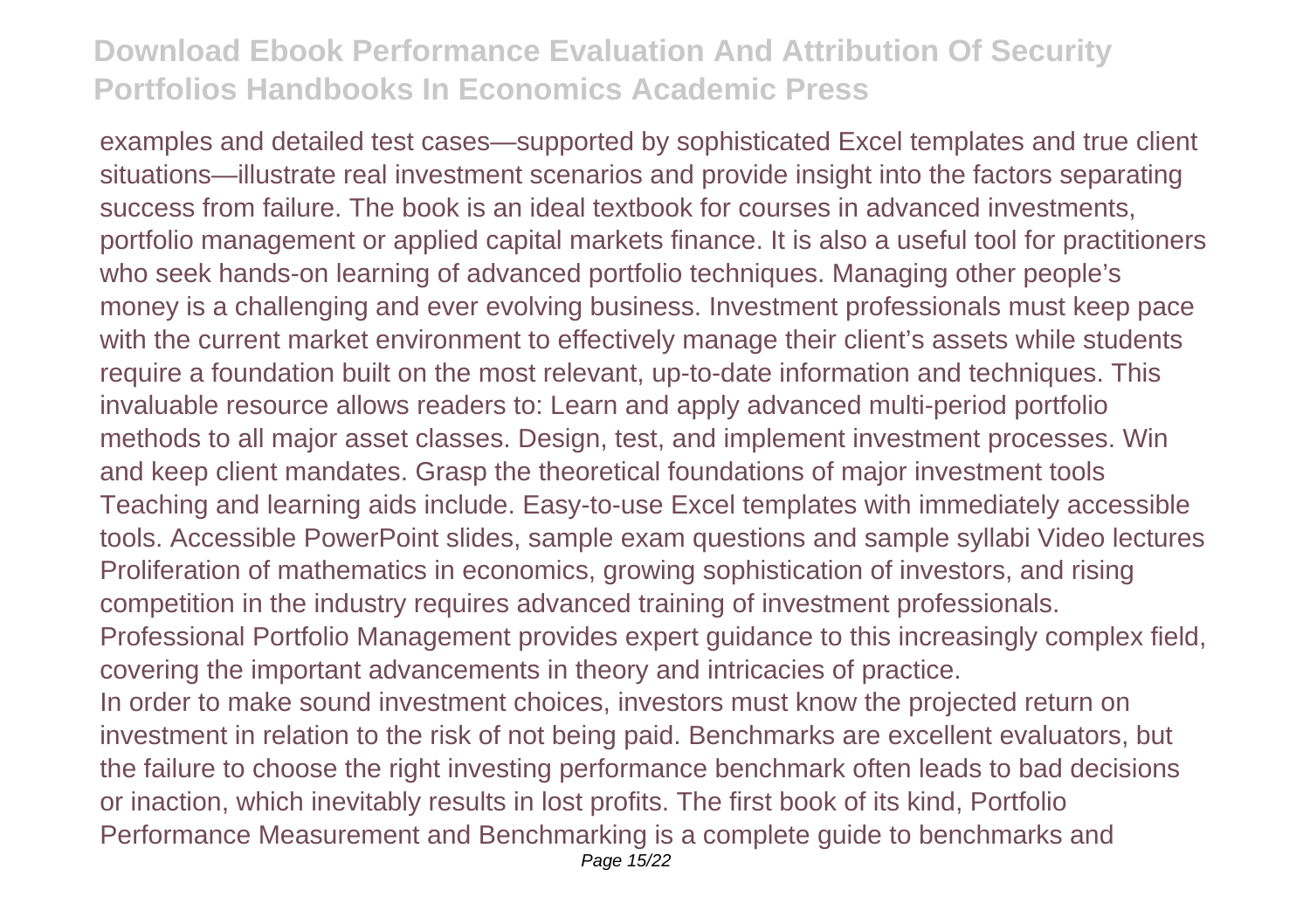examples and detailed test cases—supported by sophisticated Excel templates and true client situations—illustrate real investment scenarios and provide insight into the factors separating success from failure. The book is an ideal textbook for courses in advanced investments, portfolio management or applied capital markets finance. It is also a useful tool for practitioners who seek hands-on learning of advanced portfolio techniques. Managing other people's money is a challenging and ever evolving business. Investment professionals must keep pace with the current market environment to effectively manage their client's assets while students require a foundation built on the most relevant, up-to-date information and techniques. This invaluable resource allows readers to: Learn and apply advanced multi-period portfolio methods to all major asset classes. Design, test, and implement investment processes. Win and keep client mandates. Grasp the theoretical foundations of major investment tools Teaching and learning aids include. Easy-to-use Excel templates with immediately accessible tools. Accessible PowerPoint slides, sample exam questions and sample syllabi Video lectures Proliferation of mathematics in economics, growing sophistication of investors, and rising competition in the industry requires advanced training of investment professionals. Professional Portfolio Management provides expert guidance to this increasingly complex field, covering the important advancements in theory and intricacies of practice.

In order to make sound investment choices, investors must know the projected return on investment in relation to the risk of not being paid. Benchmarks are excellent evaluators, but the failure to choose the right investing performance benchmark often leads to bad decisions or inaction, which inevitably results in lost profits. The first book of its kind, Portfolio Performance Measurement and Benchmarking is a complete guide to benchmarks and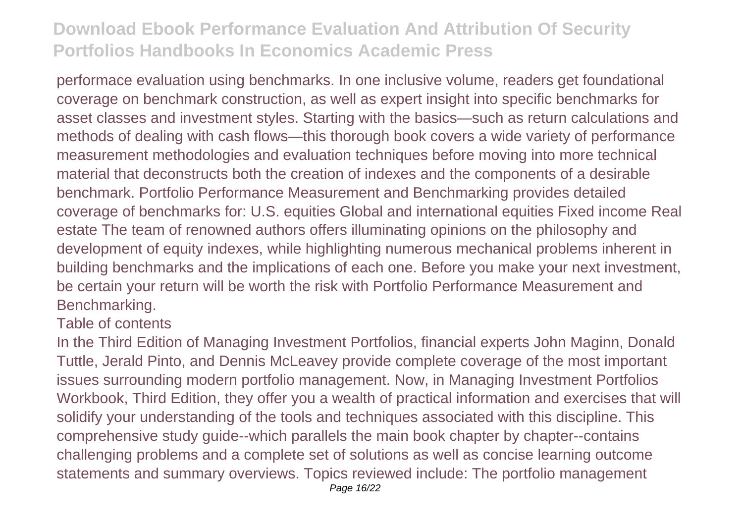performace evaluation using benchmarks. In one inclusive volume, readers get foundational coverage on benchmark construction, as well as expert insight into specific benchmarks for asset classes and investment styles. Starting with the basics—such as return calculations and methods of dealing with cash flows—this thorough book covers a wide variety of performance measurement methodologies and evaluation techniques before moving into more technical material that deconstructs both the creation of indexes and the components of a desirable benchmark. Portfolio Performance Measurement and Benchmarking provides detailed coverage of benchmarks for: U.S. equities Global and international equities Fixed income Real estate The team of renowned authors offers illuminating opinions on the philosophy and development of equity indexes, while highlighting numerous mechanical problems inherent in building benchmarks and the implications of each one. Before you make your next investment, be certain your return will be worth the risk with Portfolio Performance Measurement and Benchmarking.

Table of contents

In the Third Edition of Managing Investment Portfolios, financial experts John Maginn, Donald Tuttle, Jerald Pinto, and Dennis McLeavey provide complete coverage of the most important issues surrounding modern portfolio management. Now, in Managing Investment Portfolios Workbook, Third Edition, they offer you a wealth of practical information and exercises that will solidify your understanding of the tools and techniques associated with this discipline. This comprehensive study guide--which parallels the main book chapter by chapter--contains challenging problems and a complete set of solutions as well as concise learning outcome statements and summary overviews. Topics reviewed include: The portfolio management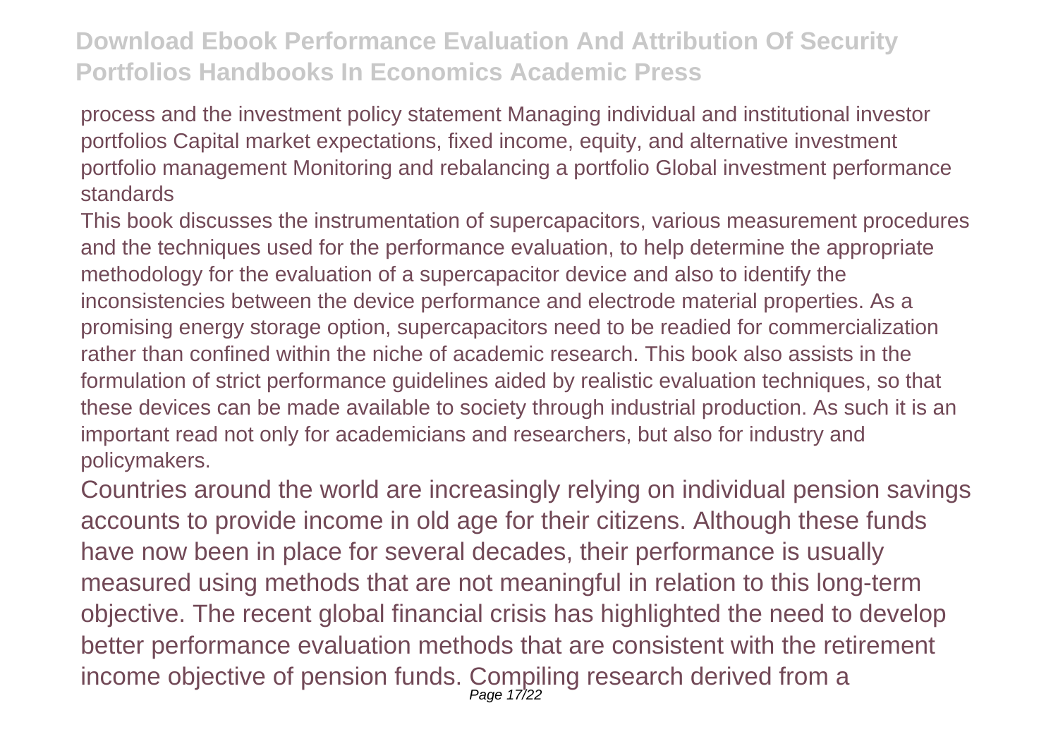process and the investment policy statement Managing individual and institutional investor portfolios Capital market expectations, fixed income, equity, and alternative investment portfolio management Monitoring and rebalancing a portfolio Global investment performance standards

This book discusses the instrumentation of supercapacitors, various measurement procedures and the techniques used for the performance evaluation, to help determine the appropriate methodology for the evaluation of a supercapacitor device and also to identify the inconsistencies between the device performance and electrode material properties. As a promising energy storage option, supercapacitors need to be readied for commercialization rather than confined within the niche of academic research. This book also assists in the formulation of strict performance guidelines aided by realistic evaluation techniques, so that these devices can be made available to society through industrial production. As such it is an important read not only for academicians and researchers, but also for industry and policymakers.

Countries around the world are increasingly relying on individual pension savings accounts to provide income in old age for their citizens. Although these funds have now been in place for several decades, their performance is usually measured using methods that are not meaningful in relation to this long-term objective. The recent global financial crisis has highlighted the need to develop better performance evaluation methods that are consistent with the retirement income objective of pension funds. Compiling research derived from a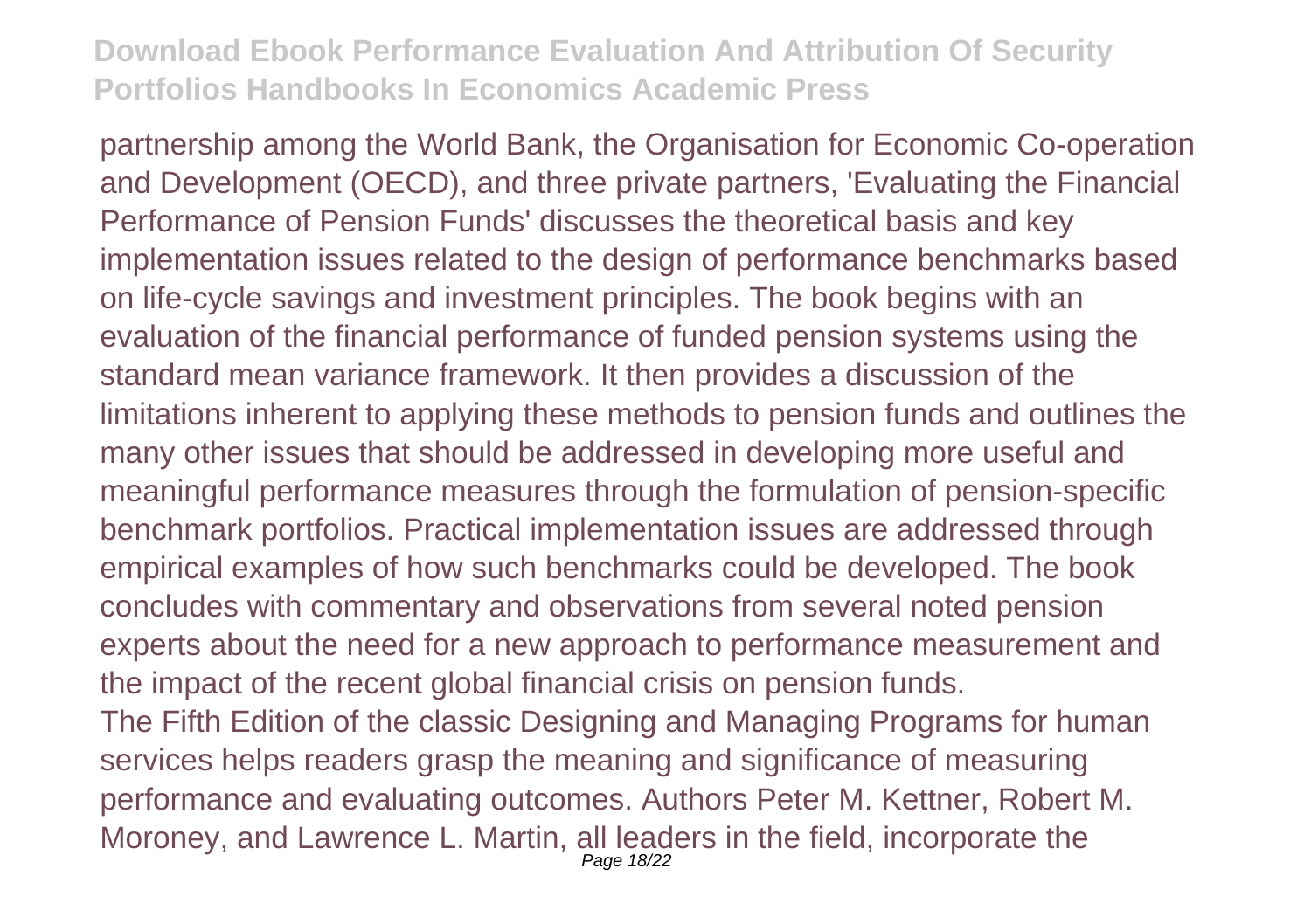partnership among the World Bank, the Organisation for Economic Co-operation and Development (OECD), and three private partners, 'Evaluating the Financial Performance of Pension Funds' discusses the theoretical basis and key implementation issues related to the design of performance benchmarks based on life-cycle savings and investment principles. The book begins with an evaluation of the financial performance of funded pension systems using the standard mean variance framework. It then provides a discussion of the limitations inherent to applying these methods to pension funds and outlines the many other issues that should be addressed in developing more useful and meaningful performance measures through the formulation of pension-specific benchmark portfolios. Practical implementation issues are addressed through empirical examples of how such benchmarks could be developed. The book concludes with commentary and observations from several noted pension experts about the need for a new approach to performance measurement and the impact of the recent global financial crisis on pension funds.

The Fifth Edition of the classic Designing and Managing Programs for human services helps readers grasp the meaning and significance of measuring performance and evaluating outcomes. Authors Peter M. Kettner, Robert M. Moroney, and Lawrence L. Martin, all leaders in the field, incorporate the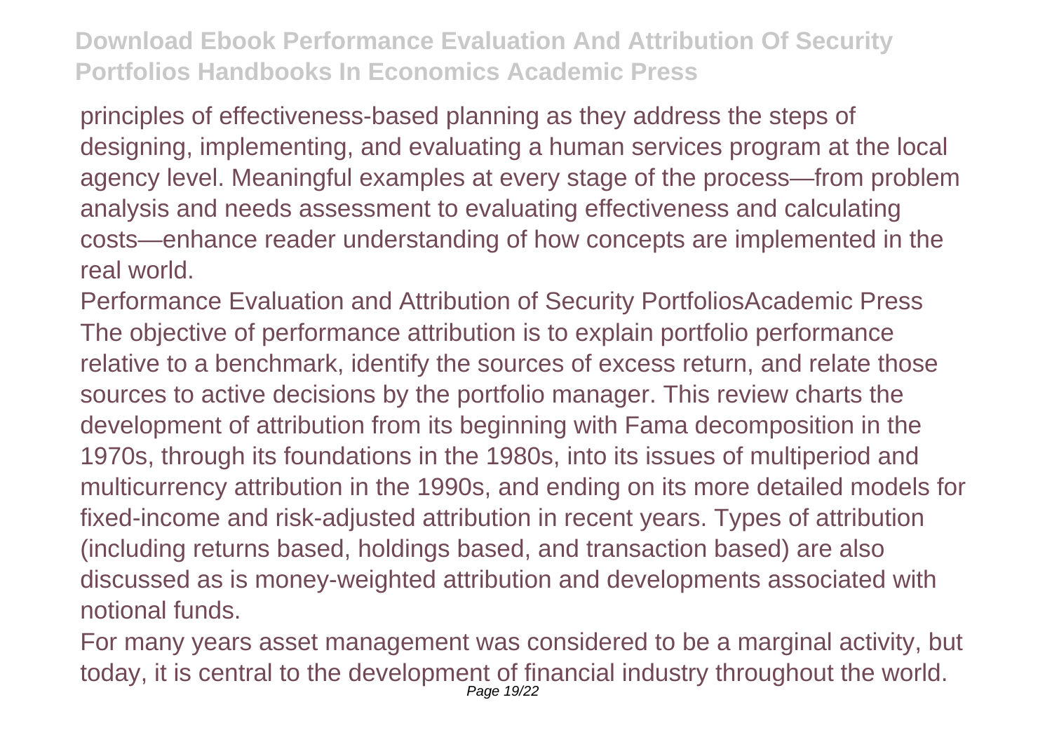principles of effectiveness-based planning as they address the steps of designing, implementing, and evaluating a human services program at the local agency level. Meaningful examples at every stage of the process—from problem analysis and needs assessment to evaluating effectiveness and calculating costs—enhance reader understanding of how concepts are implemented in the real world.

Performance Evaluation and Attribution of Security PortfoliosAcademic Press
The objective of performance attribution is to explain portfolio performance relative to a benchmark, identify the sources of excess return, and relate those sources to active decisions by the portfolio manager. This review charts the development of attribution from its beginning with Fama decomposition in the 1970s, through its foundations in the 1980s, into its issues of multiperiod and multicurrency attribution in the 1990s, and ending on its more detailed models for fixed-income and risk-adjusted attribution in recent years. Types of attribution (including returns based, holdings based, and transaction based) are also discussed as is money-weighted attribution and developments associated with notional funds.

For many years asset management was considered to be a marginal activity, but today, it is central to the development of financial industry throughout the world.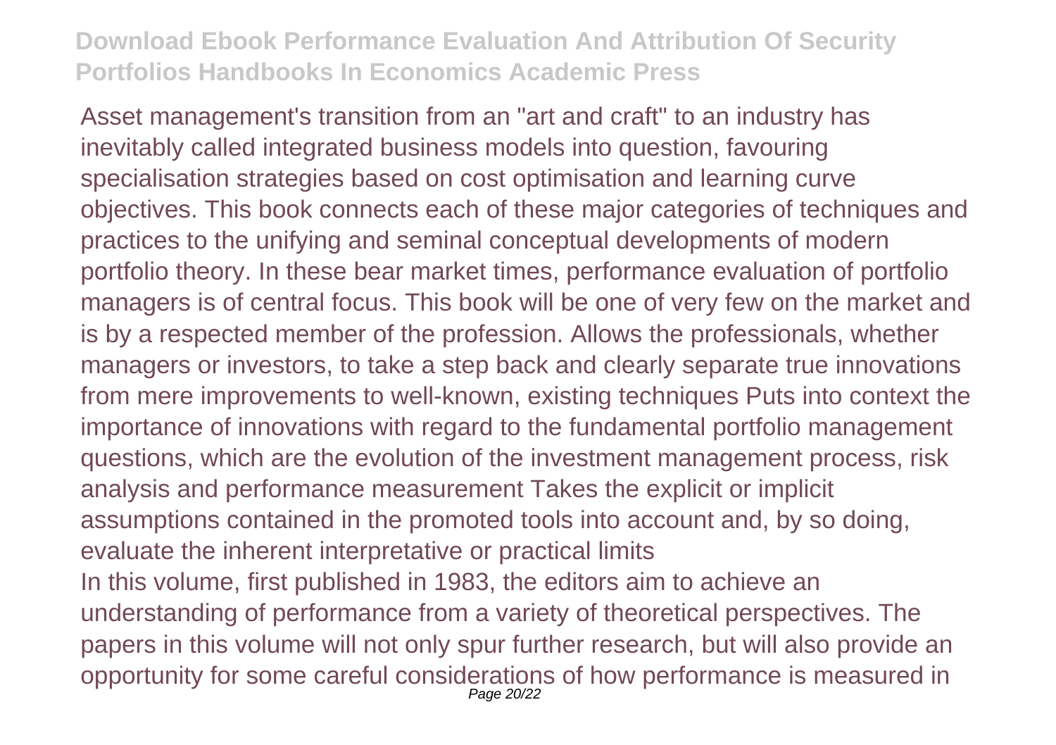Asset management's transition from an "art and craft" to an industry has inevitably called integrated business models into question, favouring specialisation strategies based on cost optimisation and learning curve objectives. This book connects each of these major categories of techniques and practices to the unifying and seminal conceptual developments of modern portfolio theory. In these bear market times, performance evaluation of portfolio managers is of central focus. This book will be one of very few on the market and is by a respected member of the profession. Allows the professionals, whether managers or investors, to take a step back and clearly separate true innovations from mere improvements to well-known, existing techniques Puts into context the importance of innovations with regard to the fundamental portfolio management questions, which are the evolution of the investment management process, risk analysis and performance measurement Takes the explicit or implicit assumptions contained in the promoted tools into account and, by so doing, evaluate the inherent interpretative or practical limits

In this volume, first published in 1983, the editors aim to achieve an understanding of performance from a variety of theoretical perspectives. The papers in this volume will not only spur further research, but will also provide an opportunity for some careful considerations of how performance is measured in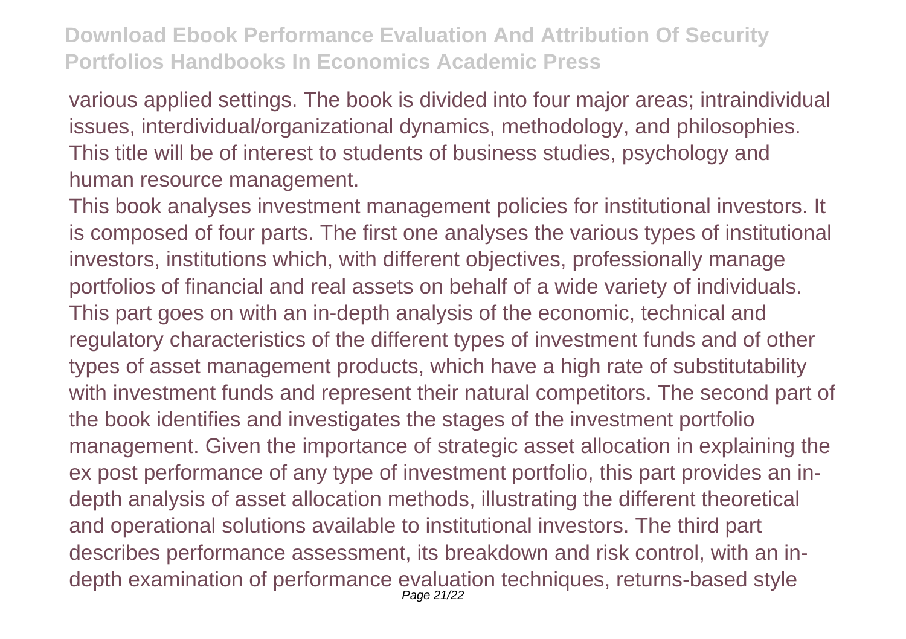various applied settings. The book is divided into four major areas; intraindividual issues, interdividual/organizational dynamics, methodology, and philosophies. This title will be of interest to students of business studies, psychology and human resource management.

This book analyses investment management policies for institutional investors. It is composed of four parts. The first one analyses the various types of institutional investors, institutions which, with different objectives, professionally manage portfolios of financial and real assets on behalf of a wide variety of individuals. This part goes on with an in-depth analysis of the economic, technical and regulatory characteristics of the different types of investment funds and of other types of asset management products, which have a high rate of substitutability with investment funds and represent their natural competitors. The second part of the book identifies and investigates the stages of the investment portfolio management. Given the importance of strategic asset allocation in explaining the ex post performance of any type of investment portfolio, this part provides an in-depth analysis of asset allocation methods, illustrating the different theoretical and operational solutions available to institutional investors. The third part describes performance assessment, its breakdown and risk control, with an in-depth examination of performance evaluation techniques, returns-based style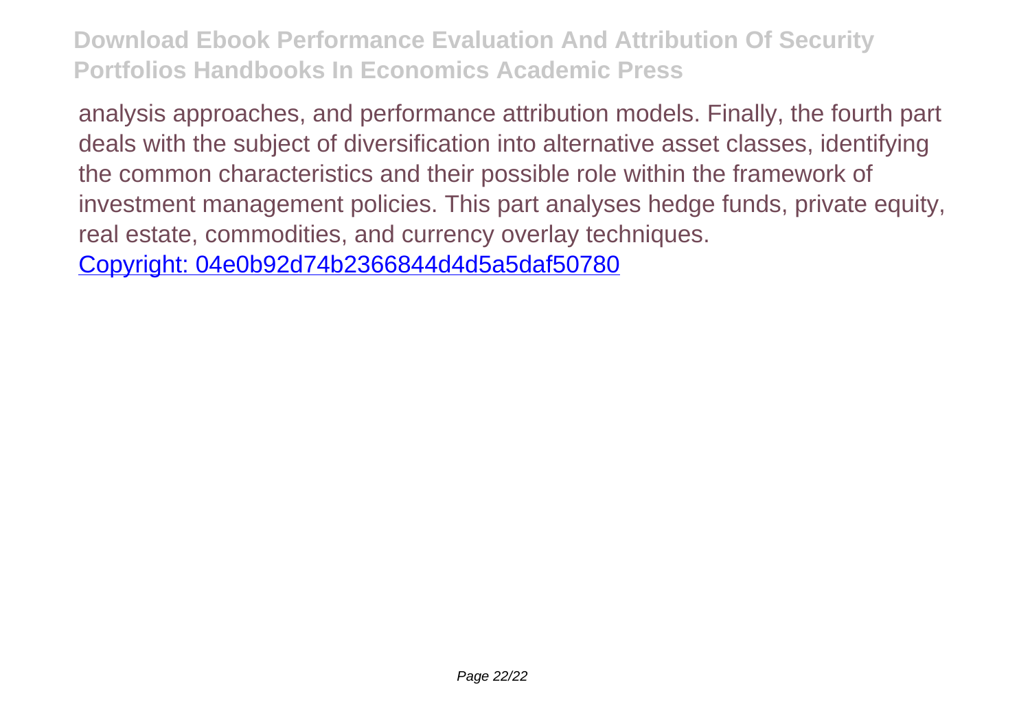analysis approaches, and performance attribution models. Finally, the fourth part deals with the subject of diversification into alternative asset classes, identifying the common characteristics and their possible role within the framework of investment management policies. This part analyses hedge funds, private equity, real estate, commodities, and currency overlay techniques.

Copyright: 04e0b92d74b2366844d4d5a5daf50780